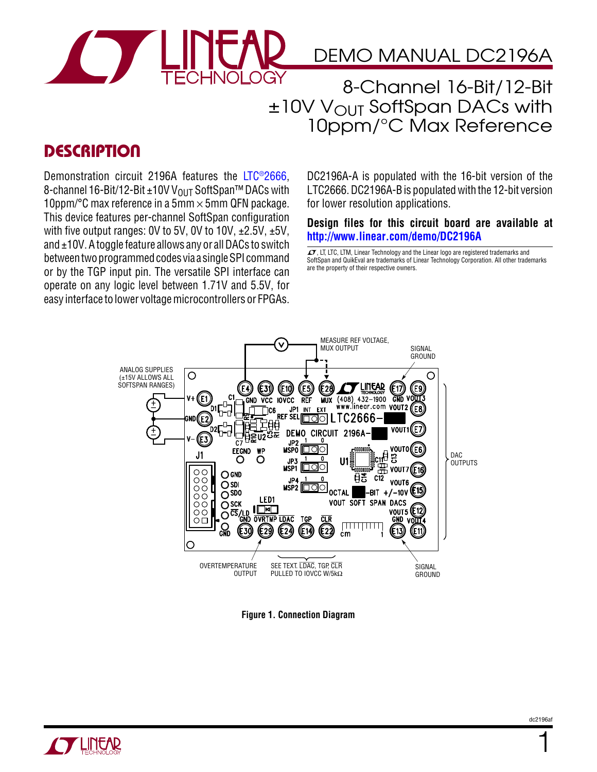# DEMO MANUAL DC2196A

## 8-Channel 16-Bit/12-Bit ±10V $V_{OUT}$ SoftSpan DACs with 10ppm/°C Max Reference

## DESCRIPTION

Demonstration circuit 2196A features the LTC®2666, 8-channel 16-Bit/12-Bit ±10V $V_{OUT}$ SoftSpan™ DACs with 10ppm/°C max reference in a 5mm × 5mm QFN package. This device features per-channel SoftSpan configuration with five output ranges: 0V to 5V, 0V to 10V, ±2.5V, ±5V, and ±10V. A toggle feature allows any or all DACs to switch between two programmed codes via a single SPI command or by the TGP input pin. The versatile SPI interface can operate on any logic level between 1.71V and 5.5V, for easy interface to lower voltage microcontrollers or FPGAs.

DC2196A-A is populated with the 16-bit version of the LTC2666. DC2196A-B is populated with the 12-bit version for lower resolution applications.

**Design files for this circuit board are available at http://www.linear.com/demo/DC2196A**

LT, LTC, LTM, Linear Technology and the Linear logo are registered trademarks and SoftSpan and QuikEval are trademarks of Linear Technology Corporation. All other trademarks are the property of their respective owners.

Figure 1. Connection Diagram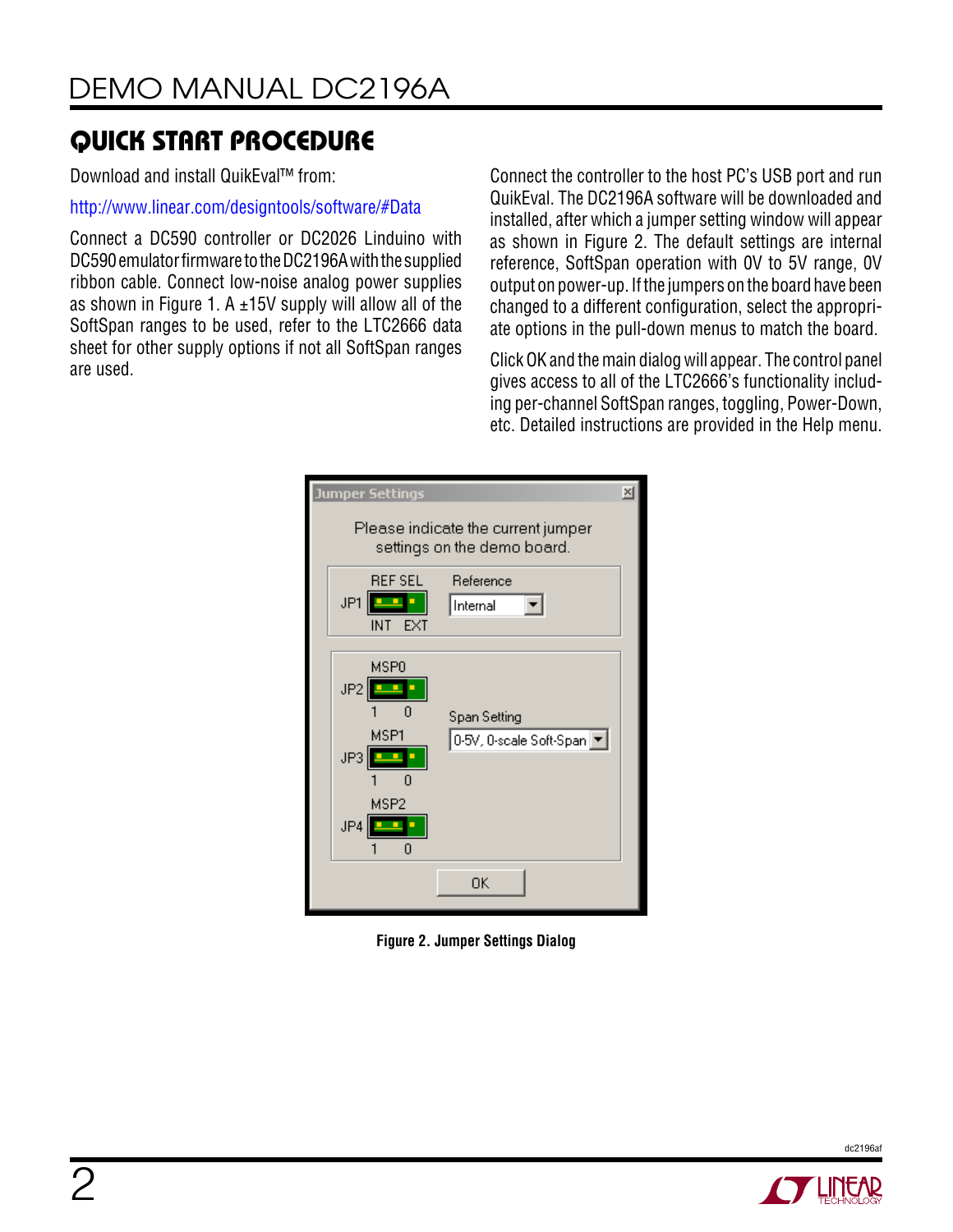## QUICK START PROCEDURE

Download and install QuikEval™ from:

http://www.linear.com/designtools/software/#Data

Connect a DC590 controller or DC2026 Linduino with DC590 emulator firmware to the DC2196A with the supplied ribbon cable. Connect low-noise analog power supplies as shown in Figure 1. A ±15V supply will allow all of the SoftSpan ranges to be used, refer to the LTC2666 data sheet for other supply options if not all SoftSpan ranges are used.

Connect the controller to the host PC's USB port and run QuikEval. The DC2196A software will be downloaded and installed, after which a jumper setting window will appear as shown in Figure 2. The default settings are internal reference, SoftSpan operation with 0V to 5V range, 0V output on power-up. If the jumpers on the board have been changed to a different configuration, select the appropriate options in the pull-down menus to match the board.

Click OK and the main dialog will appear. The control panel gives access to all of the LTC2666's functionality including per-channel SoftSpan ranges, toggling, Power-Down, etc. Detailed instructions are provided in the Help menu.

Figure 2. Jumper Settings Dialog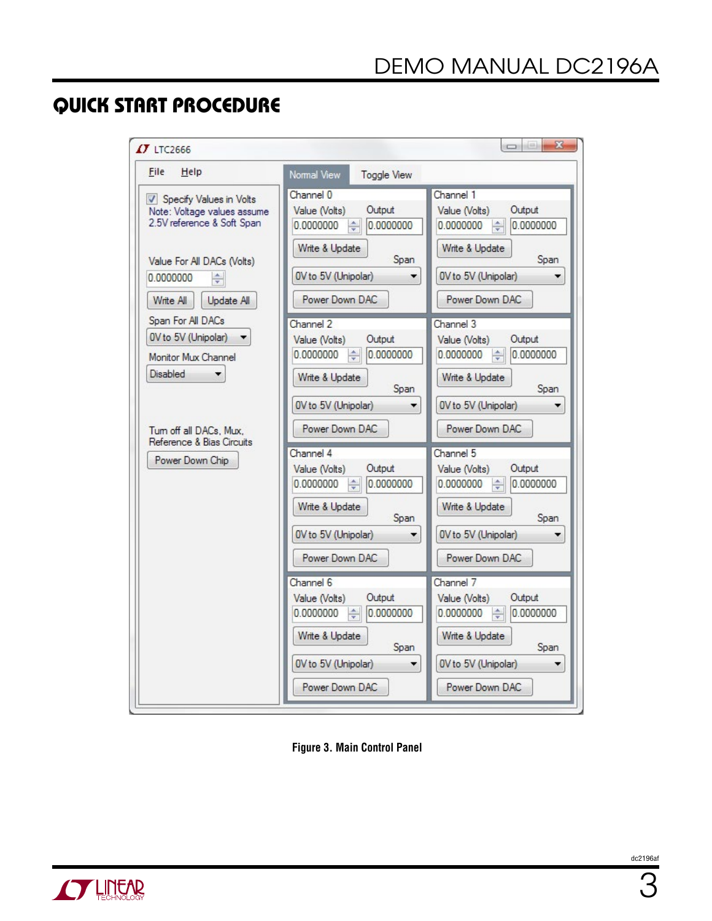# QUICK START PROCEDURE

**Figure 3. Main Control Panel**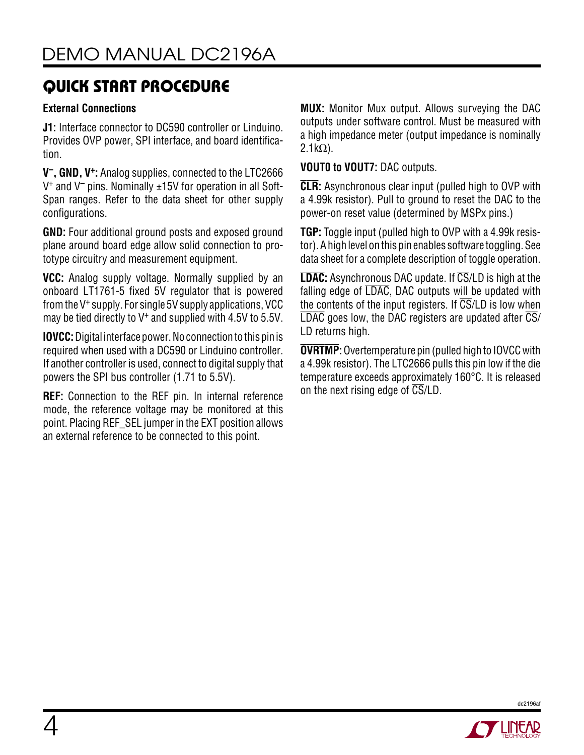## QUICK START PROCEDURE

**External Connections**

**J1:** Interface connector to DC590 controller or Linduino. Provides OVP power, SPI interface, and board identification.

**$V^-$, GND, $V^+$:** Analog supplies, connected to the LTC2666 $V^+$ and $V^-$ pins. Nominally ±15V for operation in all SoftSpan ranges. Refer to the data sheet for other supply configurations.

**GND:** Four additional ground posts and exposed ground plane around board edge allow solid connection to prototype circuitry and measurement equipment.

**VCC:** Analog supply voltage. Normally supplied by an onboard LT1761-5 fixed 5V regulator that is powered from the $V^+$ supply. For single 5V supply applications, VCC may be tied directly to $V^+$ and supplied with 4.5V to 5.5V.

**IOVCC:** Digital interface power. No connection to this pin is required when used with a DC590 or Linduino controller. If another controller is used, connect to digital supply that powers the SPI bus controller (1.71 to 5.5V).

**REF:** Connection to the REF pin. In internal reference mode, the reference voltage may be monitored at this point. Placing REF_SEL jumper in the EXT position allows an external reference to be connected to this point.

**MUX:** Monitor Mux output. Allows surveying the DAC outputs under software control. Must be measured with a high impedance meter (output impedance is nominally 2.1kΩ).

**VOUT0 to VOUT7:** DAC outputs.

**$\overline{\text{CLR}}$:** Asynchronous clear input (pulled high to OVP with a 4.99k resistor). Pull to ground to reset the DAC to the power-on reset value (determined by MSPx pins.)

**TGP:** Toggle input (pulled high to OVP with a 4.99k resistor). A high level on this pin enables software toggling. See data sheet for a complete description of toggle operation.

**$\overline{\text{LDAC}}$:** Asynchronous DAC update. If $\overline{\text{CS}}$/LD is high at the falling edge of $\overline{\text{LDAC}}$, DAC outputs will be updated with the contents of the input registers. If $\overline{\text{CS}}$/LD is low when $\overline{\text{LDAC}}$ goes low, the DAC registers are updated after $\overline{\text{CS}}$/LD returns high.

**$\overline{\text{OVRTMP}}$:** Overtemperature pin (pulled high to IOVCC with a 4.99k resistor). The LTC2666 pulls this pin low if the die temperature exceeds approximately 160°C. It is released on the next rising edge of $\overline{\text{CS}}$/LD.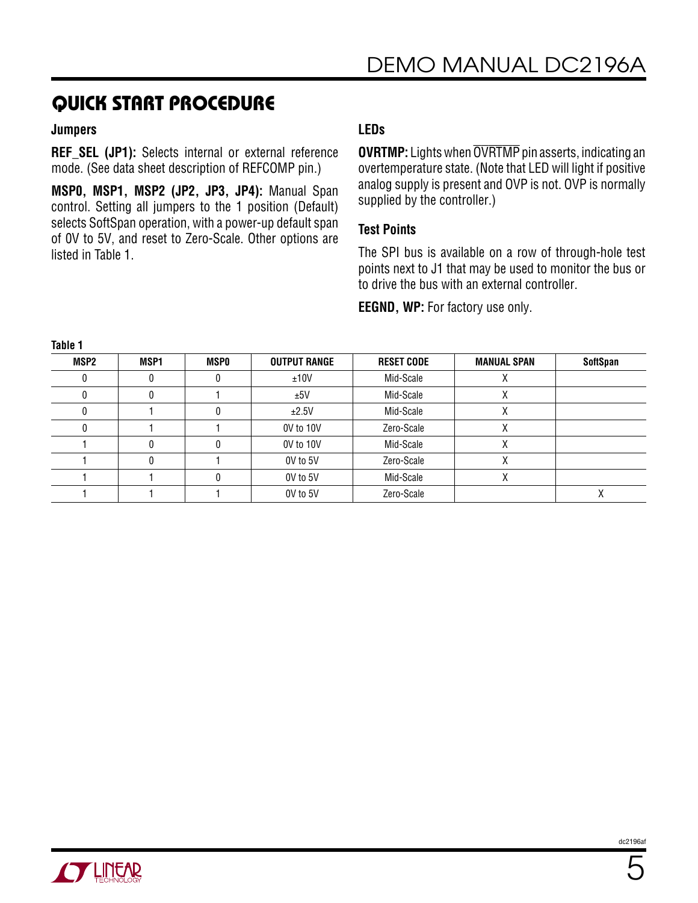## QUICK START PROCEDURE

### Jumpers

**REF_SEL (JP1):** Selects internal or external reference mode. (See data sheet description of REFCOMP pin.)

**MSP0, MSP1, MSP2 (JP2, JP3, JP4):** Manual Span control. Setting all jumpers to the 1 position (Default) selects SoftSpan operation, with a power-up default span of 0V to 5V, and reset to Zero-Scale. Other options are listed in Table 1.

### LEDs

**OVRTMP:** Lights when $\overline{\text{OVRTMP}}$ pin asserts, indicating an overtemperature state. (Note that LED will light if positive analog supply is present and OVP is not. OVP is normally supplied by the controller.)

### Test Points

The SPI bus is available on a row of through-hole test points next to J1 that may be used to monitor the bus or to drive the bus with an external controller.

**EEGND, WP:** For factory use only.

**Table 1**

| MSP2 | MSP1 | MSP0 | OUTPUT RANGE | RESET CODE | MANUAL SPAN | SoftSpan |
|---|---|---|---|---|---|---|
| 0 | 0 | 0 | ±10V | Mid-Scale | X | |
| 0 | 0 | 1 | ±5V | Mid-Scale | X | |
| 0 | 1 | 0 | ±2.5V | Mid-Scale | X | |
| 0 | 1 | 1 | 0V to 10V | Zero-Scale | X | |
| 1 | 0 | 0 | 0V to 10V | Mid-Scale | X | |
| 1 | 0 | 1 | 0V to 5V | Zero-Scale | X | |
| 1 | 1 | 0 | 0V to 5V | Mid-Scale | X | |
| 1 | 1 | 1 | 0V to 5V | Zero-Scale | | X |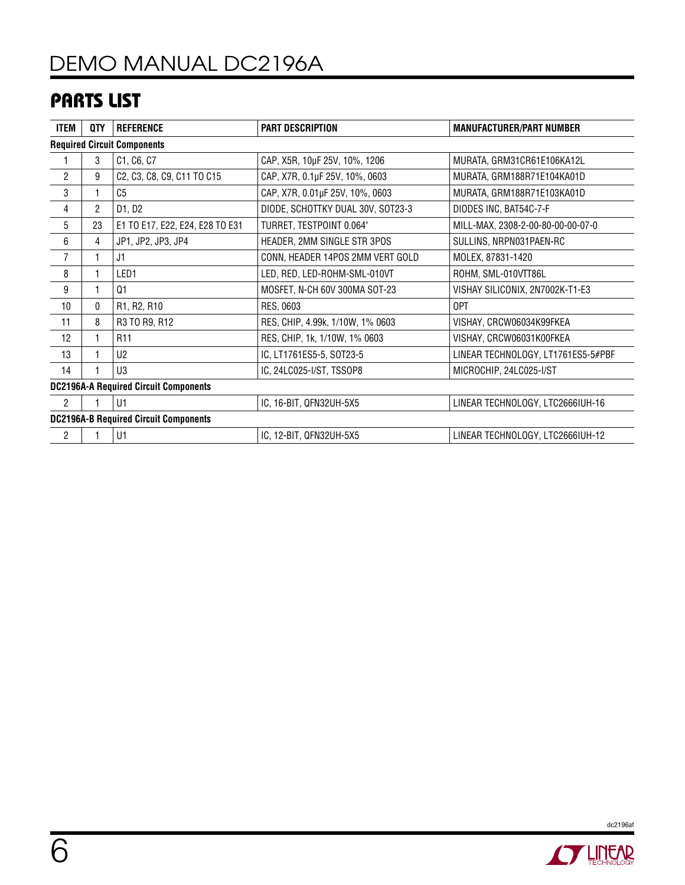## PARTS LIST

| ITEM | QTY | REFERENCE | PART DESCRIPTION | MANUFACTURER/PART NUMBER |
|---|---|---|---|---|
| **Required Circuit Components** | | | | |
| 1 | 3 | C1, C6, C7 | CAP, X5R, 10µF 25V, 10%, 1206 | MURATA, GRM31CR61E106KA12L |
| 2 | 9 | C2, C3, C8, C9, C11 TO C15 | CAP, X7R, 0.1µF 25V, 10%, 0603 | MURATA, GRM188R71E104KA01D |
| 3 | 1 | C5 | CAP, X7R, 0.01µF 25V, 10%, 0603 | MURATA, GRM188R71E103KA01D |
| 4 | 2 | D1, D2 | DIODE, SCHOTTKY DUAL 30V, SOT23-3 | DIODES INC, BAT54C-7-F |
| 5 | 23 | E1 TO E17, E22, E24, E28 TO E31 | TURRET, TESTPOINT 0.064" | MILL-MAX, 2308-2-00-80-00-00-07-0 |
| 6 | 4 | JP1, JP2, JP3, JP4 | HEADER, 2MM SINGLE STR 3POS | SULLINS, NRPN031PAEN-RC |
| 7 | 1 | J1 | CONN, HEADER 14POS 2MM VERT GOLD | MOLEX, 87831-1420 |
| 8 | 1 | LED1 | LED, RED, LED-ROHM-SML-010VT | ROHM, SML-010VTT86L |
| 9 | 1 | Q1 | MOSFET, N-CH 60V 300MA SOT-23 | VISHAY SILICONIX, 2N7002K-T1-E3 |
| 10 | 0 | R1, R2, R10 | RES, 0603 | OPT |
| 11 | 8 | R3 TO R9, R12 | RES, CHIP, 4.99k, 1/10W, 1% 0603 | VISHAY, CRCW06034K99FKEA |
| 12 | 1 | R11 | RES, CHIP, 1k, 1/10W, 1% 0603 | VISHAY, CRCW06031K00FKEA |
| 13 | 1 | U2 | IC, LT1761ES5-5, SOT23-5 | LINEAR TECHNOLOGY, LT1761ES5-5#PBF |
| 14 | 1 | U3 | IC, 24LC025-I/ST, TSSOP8 | MICROCHIP, 24LC025-I/ST |
| **DC2196A-A Required Circuit Components** | | | | |
| 2 | 1 | U1 | IC, 16-BIT, QFN32UH-5X5 | LINEAR TECHNOLOGY, LTC2666IUH-16 |
| **DC2196A-B Required Circuit Components** | | | | |
| 2 | 1 | U1 | IC, 12-BIT, QFN32UH-5X5 | LINEAR TECHNOLOGY, LTC2666IUH-12 |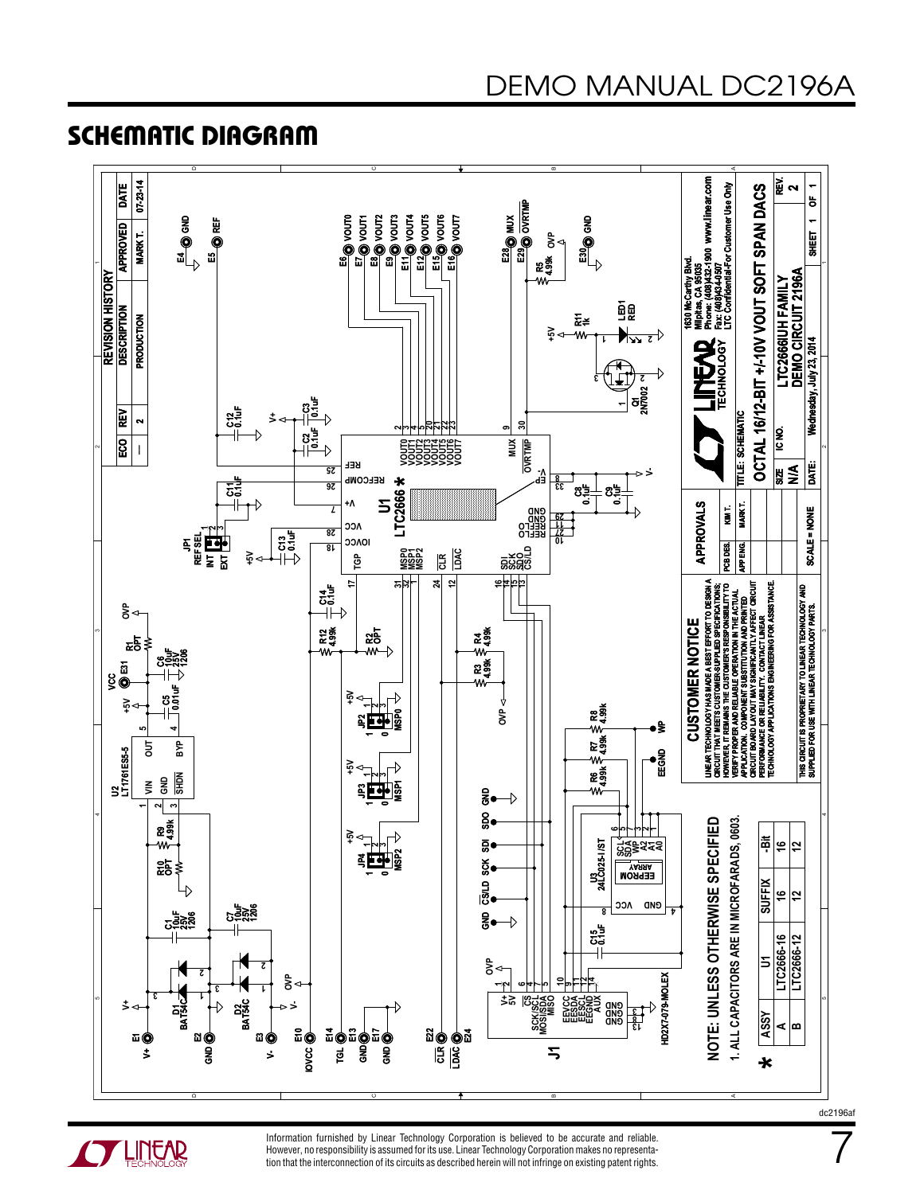# SCHEMATIC DIAGRAM

**REVISION HISTORY**

| ECO | REV | DESCRIPTION | APPROVED | DATE |
|---|---|---|---|---|
| — | 2 | PRODUCTION | MARK T. | 07-23-14 |

**NOTE: UNLESS OTHERWISE SPECIFIED**

1. ALL CAPACITORS ARE IN MICROFARADS, 0603.

| ASSY | U1 | SUFFIX | -Bit |
|---|---|---|---|
| A | LTC2666-16 | 16 | 16 |
| B | LTC2666-12 | 12 | 12 |

**CUSTOMER NOTICE**

LINEAR TECHNOLOGY HAS MADE A BEST EFFORT TO DESIGN A CIRCUIT THAT MEETS CUSTOMER-SUPPLIED SPECIFICATIONS; HOWEVER, IT REMAINS THE CUSTOMER'S RESPONSIBILITY TO VERIFY PROPER AND RELIABLE OPERATION IN THE ACTUAL APPLICATION. COMPONENT SUBSTITUTION AND PRINTED CIRCUIT BOARD LAYOUT MAY SIGNIFICANTLY AFFECT CIRCUIT PERFORMANCE OR RELIABILITY. CONTACT LINEAR TECHNOLOGY APPLICATIONS ENGINEERING FOR ASSISTANCE.

THIS CIRCUIT IS PROPRIETARY TO LINEAR TECHNOLOGY AND SUPPLIED FOR USE WITH LINEAR TECHNOLOGY PARTS.

| APPROVALS | |
|---|---|
| PCB DES. | KIM T. |
| APP ENG. | MARK T. |

SCALE = NONE

LINEAR TECHNOLOGY — 1630 McCarthy Blvd. Milpitas, CA 95035 Phone: (408)432-1900 www.linear.com Fax: (408)434-0507 LTC Confidential-For Customer Use Only

TITLE: SCHEMATIC
OCTAL 16/12-BIT +/-10V VOUT SOFT SPAN DACS

SIZE: N/A | IC NO.: LTC2666IUH FAMILY | DEMO CIRCUIT 2196A | REV. 2

DATE: Wednesday, July 23, 2014 | SHEET 1 OF 1

dc2196af

Information furnished by Linear Technology Corporation is believed to be accurate and reliable. However, no responsibility is assumed for its use. Linear Technology Corporation makes no representation that the interconnection of its circuits as described herein will not infringe on existing patent rights.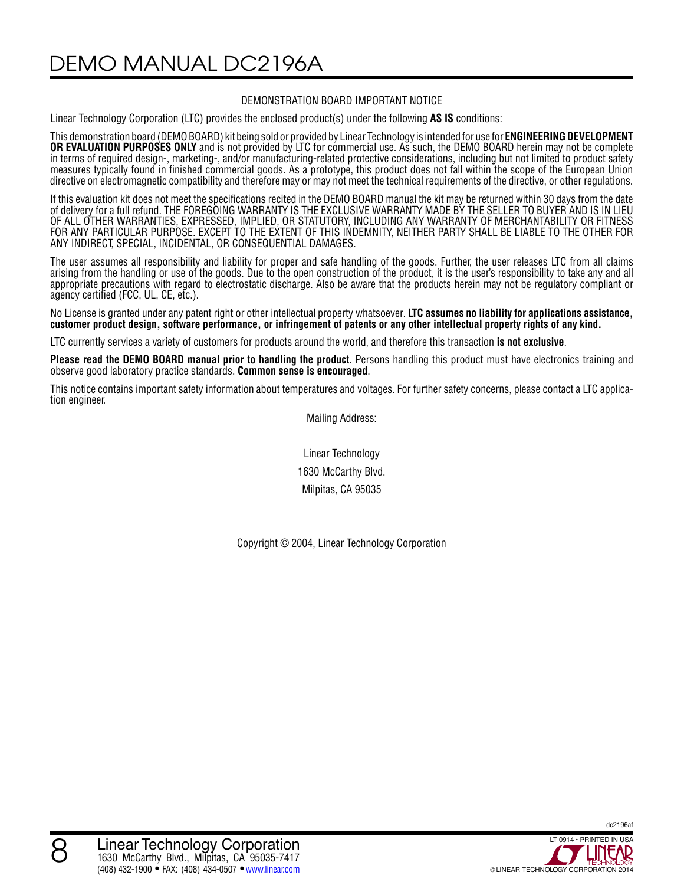## DEMONSTRATION BOARD IMPORTANT NOTICE

Linear Technology Corporation (LTC) provides the enclosed product(s) under the following **AS IS** conditions:

This demonstration board (DEMO BOARD) kit being sold or provided by Linear Technology is intended for use for **ENGINEERING DEVELOPMENT OR EVALUATION PURPOSES ONLY** and is not provided by LTC for commercial use. As such, the DEMO BOARD herein may not be complete in terms of required design-, marketing-, and/or manufacturing-related protective considerations, including but not limited to product safety measures typically found in finished commercial goods. As a prototype, this product does not fall within the scope of the European Union directive on electromagnetic compatibility and therefore may or may not meet the technical requirements of the directive, or other regulations.

If this evaluation kit does not meet the specifications recited in the DEMO BOARD manual the kit may be returned within 30 days from the date of delivery for a full refund. THE FOREGOING WARRANTY IS THE EXCLUSIVE WARRANTY MADE BY THE SELLER TO BUYER AND IS IN LIEU OF ALL OTHER WARRANTIES, EXPRESSED, IMPLIED, OR STATUTORY, INCLUDING ANY WARRANTY OF MERCHANTABILITY OR FITNESS FOR ANY PARTICULAR PURPOSE. EXCEPT TO THE EXTENT OF THIS INDEMNITY, NEITHER PARTY SHALL BE LIABLE TO THE OTHER FOR ANY INDIRECT, SPECIAL, INCIDENTAL, OR CONSEQUENTIAL DAMAGES.

The user assumes all responsibility and liability for proper and safe handling of the goods. Further, the user releases LTC from all claims arising from the handling or use of the goods. Due to the open construction of the product, it is the user's responsibility to take any and all appropriate precautions with regard to electrostatic discharge. Also be aware that the products herein may not be regulatory compliant or agency certified (FCC, UL, CE, etc.).

No License is granted under any patent right or other intellectual property whatsoever. **LTC assumes no liability for applications assistance, customer product design, software performance, or infringement of patents or any other intellectual property rights of any kind.**

LTC currently services a variety of customers for products around the world, and therefore this transaction **is not exclusive**.

**Please read the DEMO BOARD manual prior to handling the product**. Persons handling this product must have electronics training and observe good laboratory practice standards. **Common sense is encouraged**.

This notice contains important safety information about temperatures and voltages. For further safety concerns, please contact a LTC application engineer.

Mailing Address:

Linear Technology

1630 McCarthy Blvd.

Milpitas, CA 95035

Copyright © 2004, Linear Technology Corporation

Linear Technology Corporation
1630 McCarthy Blvd., Milpitas, CA 95035-7417
(408) 432-1900 • FAX: (408) 434-0507 • www.linear.com

LT 0914 • PRINTED IN USA

© LINEAR TECHNOLOGY CORPORATION 2014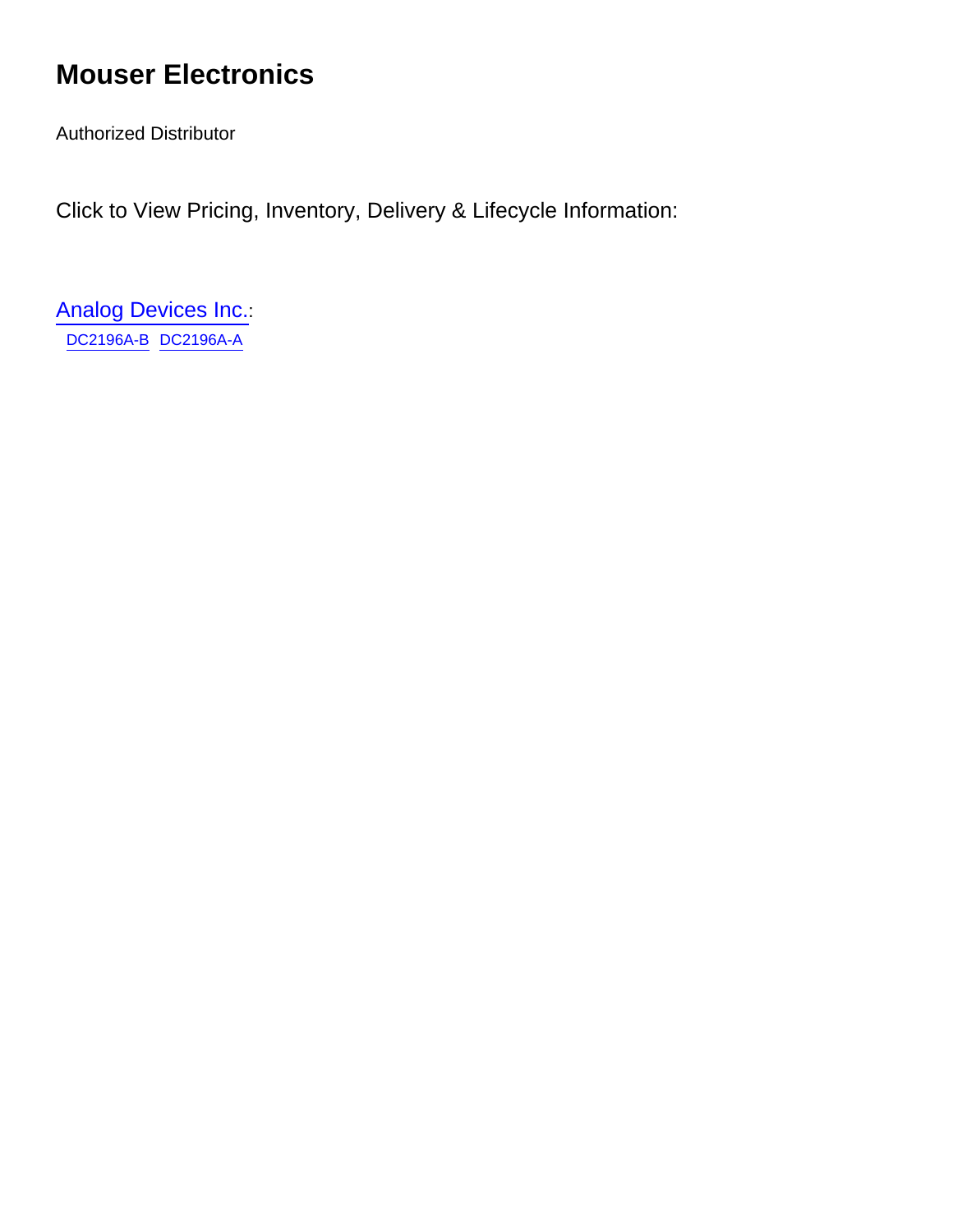# Mouser Electronics

Authorized Distributor

Click to View Pricing, Inventory, Delivery & Lifecycle Information:

Analog Devices Inc.:

DC2196A-B DC2196A-A